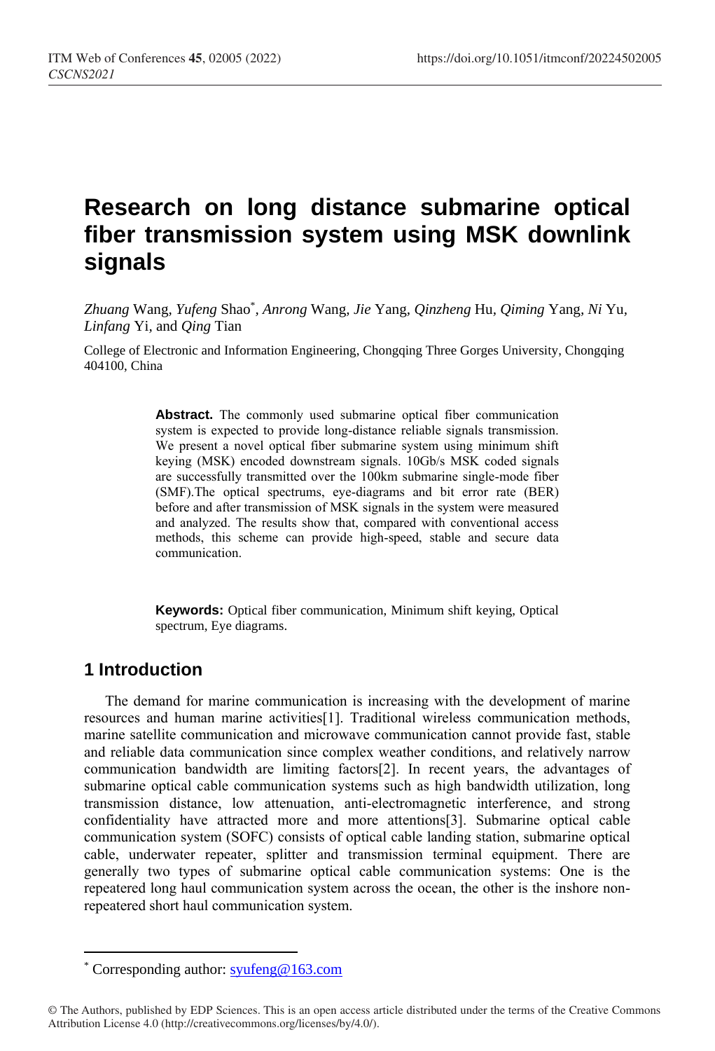# Research on long distance submarine optical fiber transmission system using MSK downlink signals

*Zhuang* Wang, *Yufeng* Shao*, *Anrong* Wang, *Jie* Yang, *Qinzheng* Hu, *Qiming* Yang, *Ni* Yu, *Linfang* Yi, and *Qing* Tian

College of Electronic and Information Engineering, Chongqing Three Gorges University, Chongqing 404100, China

**Abstract.** The commonly used submarine optical fiber communication system is expected to provide long-distance reliable signals transmission. We present a novel optical fiber submarine system using minimum shift keying (MSK) encoded downstream signals. 10Gb/s MSK coded signals are successfully transmitted over the 100km submarine single-mode fiber (SMF).The optical spectrums, eye-diagrams and bit error rate (BER) before and after transmission of MSK signals in the system were measured and analyzed. The results show that, compared with conventional access methods, this scheme can provide high-speed, stable and secure data communication.

**Keywords:** Optical fiber communication, Minimum shift keying, Optical spectrum, Eye diagrams.

## 1 Introduction

The demand for marine communication is increasing with the development of marine resources and human marine activities[1]. Traditional wireless communication methods, marine satellite communication and microwave communication cannot provide fast, stable and reliable data communication since complex weather conditions, and relatively narrow communication bandwidth are limiting factors[2]. In recent years, the advantages of submarine optical cable communication systems such as high bandwidth utilization, long transmission distance, low attenuation, anti-electromagnetic interference, and strong confidentiality have attracted more and more attentions[3]. Submarine optical cable communication system (SOFC) consists of optical cable landing station, submarine optical cable, underwater repeater, splitter and transmission terminal equipment. There are generally two types of submarine optical cable communication systems: One is the repeatered long haul communication system across the ocean, the other is the inshore non-repeatered short haul communication system.

* Corresponding author: syufeng@163.com

© The Authors, published by EDP Sciences. This is an open access article distributed under the terms of the Creative Commons Attribution License 4.0 (http://creativecommons.org/licenses/by/4.0/).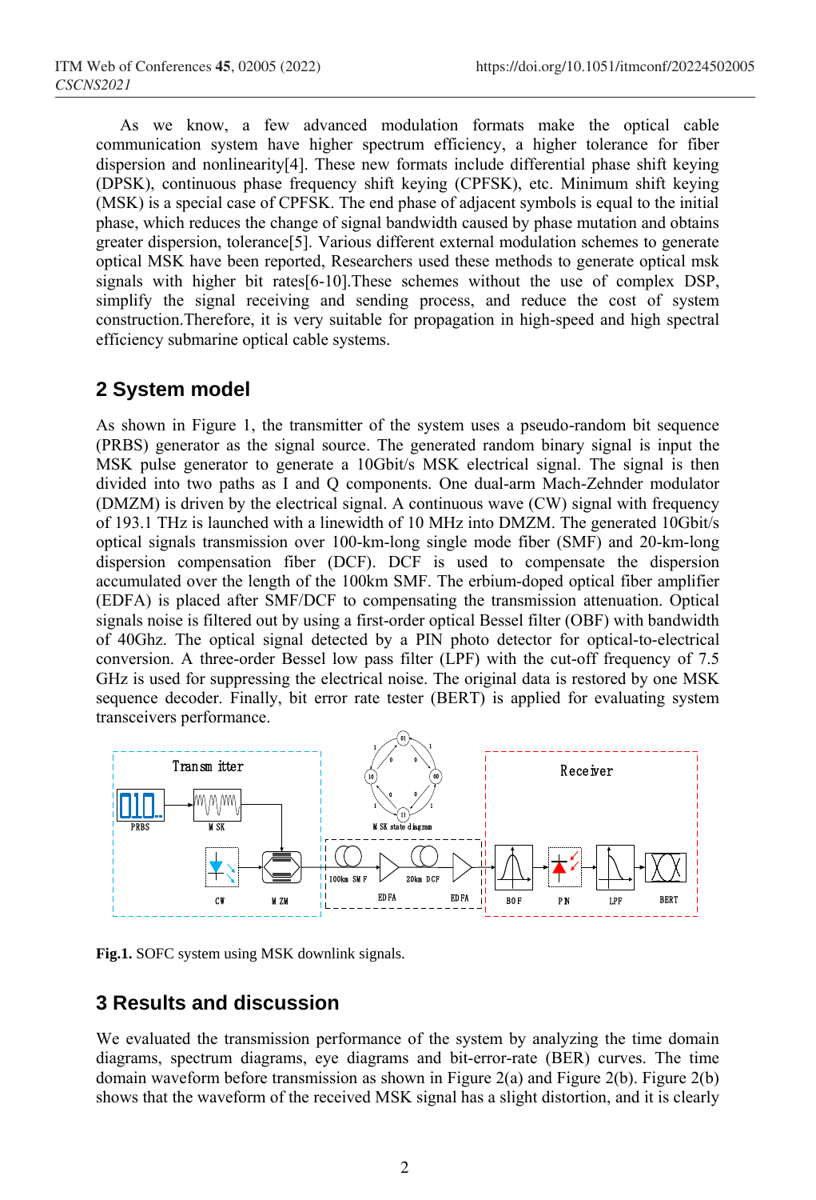As we know, a few advanced modulation formats make the optical cable communication system have higher spectrum efficiency, a higher tolerance for fiber dispersion and nonlinearity[4]. These new formats include differential phase shift keying (DPSK), continuous phase frequency shift keying (CPFSK), etc. Minimum shift keying (MSK) is a special case of CPFSK. The end phase of adjacent symbols is equal to the initial phase, which reduces the change of signal bandwidth caused by phase mutation and obtains greater dispersion, tolerance[5]. Various different external modulation schemes to generate optical MSK have been reported, Researchers used these methods to generate optical msk signals with higher bit rates[6-10].These schemes without the use of complex DSP, simplify the signal receiving and sending process, and reduce the cost of system construction.Therefore, it is very suitable for propagation in high-speed and high spectral efficiency submarine optical cable systems.

## 2 System model

As shown in Figure 1, the transmitter of the system uses a pseudo-random bit sequence (PRBS) generator as the signal source. The generated random binary signal is input the MSK pulse generator to generate a 10Gbit/s MSK electrical signal. The signal is then divided into two paths as I and Q components. One dual-arm Mach-Zehnder modulator (DMZM) is driven by the electrical signal. A continuous wave (CW) signal with frequency of 193.1 THz is launched with a linewidth of 10 MHz into DMZM. The generated 10Gbit/s optical signals transmission over 100-km-long single mode fiber (SMF) and 20-km-long dispersion compensation fiber (DCF). DCF is used to compensate the dispersion accumulated over the length of the 100km SMF. The erbium-doped optical fiber amplifier (EDFA) is placed after SMF/DCF to compensating the transmission attenuation. Optical signals noise is filtered out by using a first-order optical Bessel filter (OBF) with bandwidth of 40Ghz. The optical signal detected by a PIN photo detector for optical-to-electrical conversion. A three-order Bessel low pass filter (LPF) with the cut-off frequency of 7.5 GHz is used for suppressing the electrical noise. The original data is restored by one MSK sequence decoder. Finally, bit error rate tester (BERT) is applied for evaluating system transceivers performance.

**Fig.1.** SOFC system using MSK downlink signals.

## 3 Results and discussion

We evaluated the transmission performance of the system by analyzing the time domain diagrams, spectrum diagrams, eye diagrams and bit-error-rate (BER) curves. The time domain waveform before transmission as shown in Figure 2(a) and Figure 2(b). Figure 2(b) shows that the waveform of the received MSK signal has a slight distortion, and it is clearly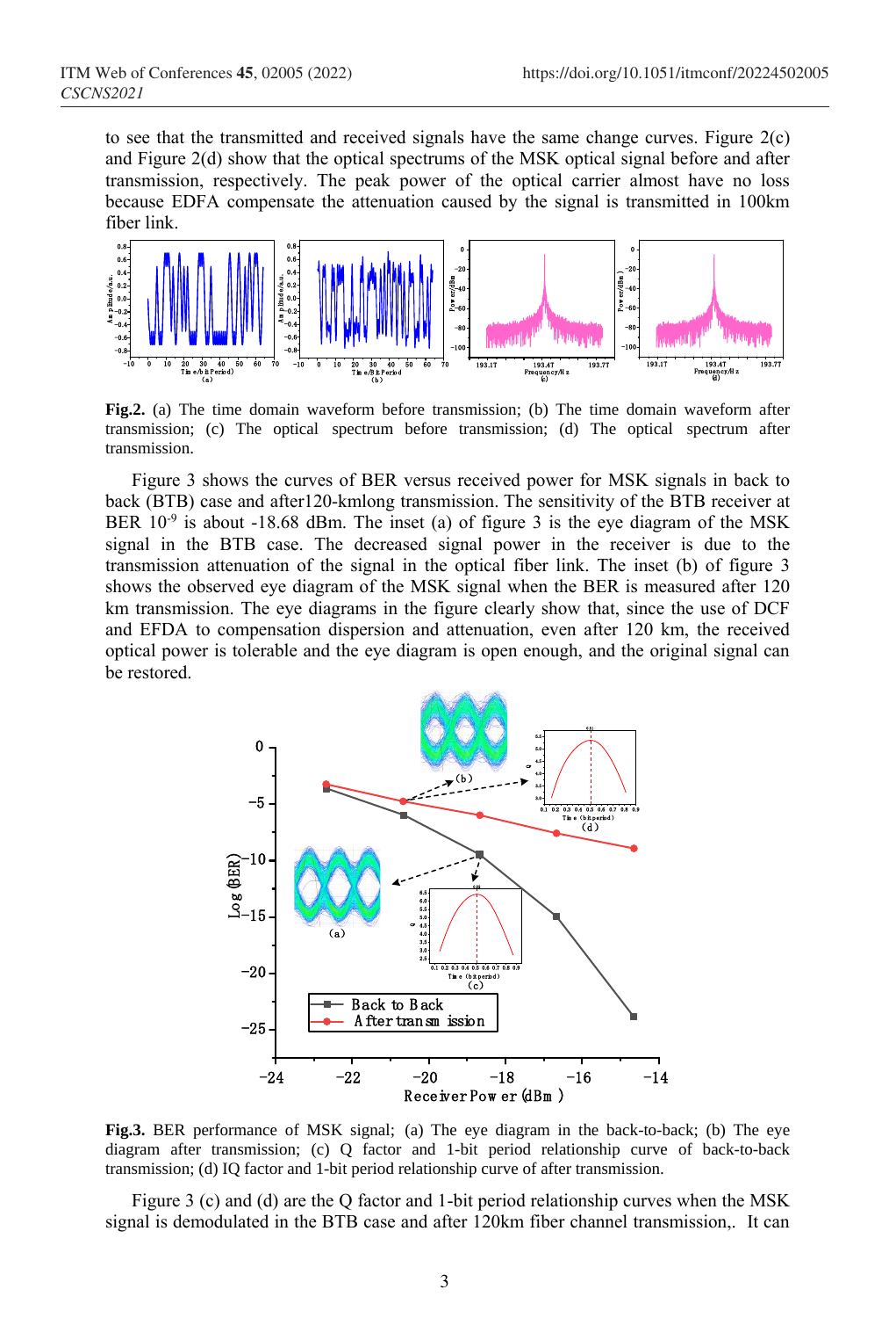to see that the transmitted and received signals have the same change curves. Figure 2(c) and Figure 2(d) show that the optical spectrums of the MSK optical signal before and after transmission, respectively. The peak power of the optical carrier almost have no loss because EDFA compensate the attenuation caused by the signal is transmitted in 100km fiber link.

**Fig.2.** (a) The time domain waveform before transmission; (b) The time domain waveform after transmission; (c) The optical spectrum before transmission; (d) The optical spectrum after transmission.

Figure 3 shows the curves of BER versus received power for MSK signals in back to back (BTB) case and after120-kmlong transmission. The sensitivity of the BTB receiver at BER $10^{-9}$ is about -18.68 dBm. The inset (a) of figure 3 is the eye diagram of the MSK signal in the BTB case. The decreased signal power in the receiver is due to the transmission attenuation of the signal in the optical fiber link. The inset (b) of figure 3 shows the observed eye diagram of the MSK signal when the BER is measured after 120 km transmission. The eye diagrams in the figure clearly show that, since the use of DCF and EFDA to compensation dispersion and attenuation, even after 120 km, the received optical power is tolerable and the eye diagram is open enough, and the original signal can be restored.

**Fig.3.** BER performance of MSK signal; (a) The eye diagram in the back-to-back; (b) The eye diagram after transmission; (c) Q factor and 1-bit period relationship curve of back-to-back transmission; (d) IQ factor and 1-bit period relationship curve of after transmission.

Figure 3 (c) and (d) are the Q factor and 1-bit period relationship curves when the MSK signal is demodulated in the BTB case and after 120km fiber channel transmission,. It can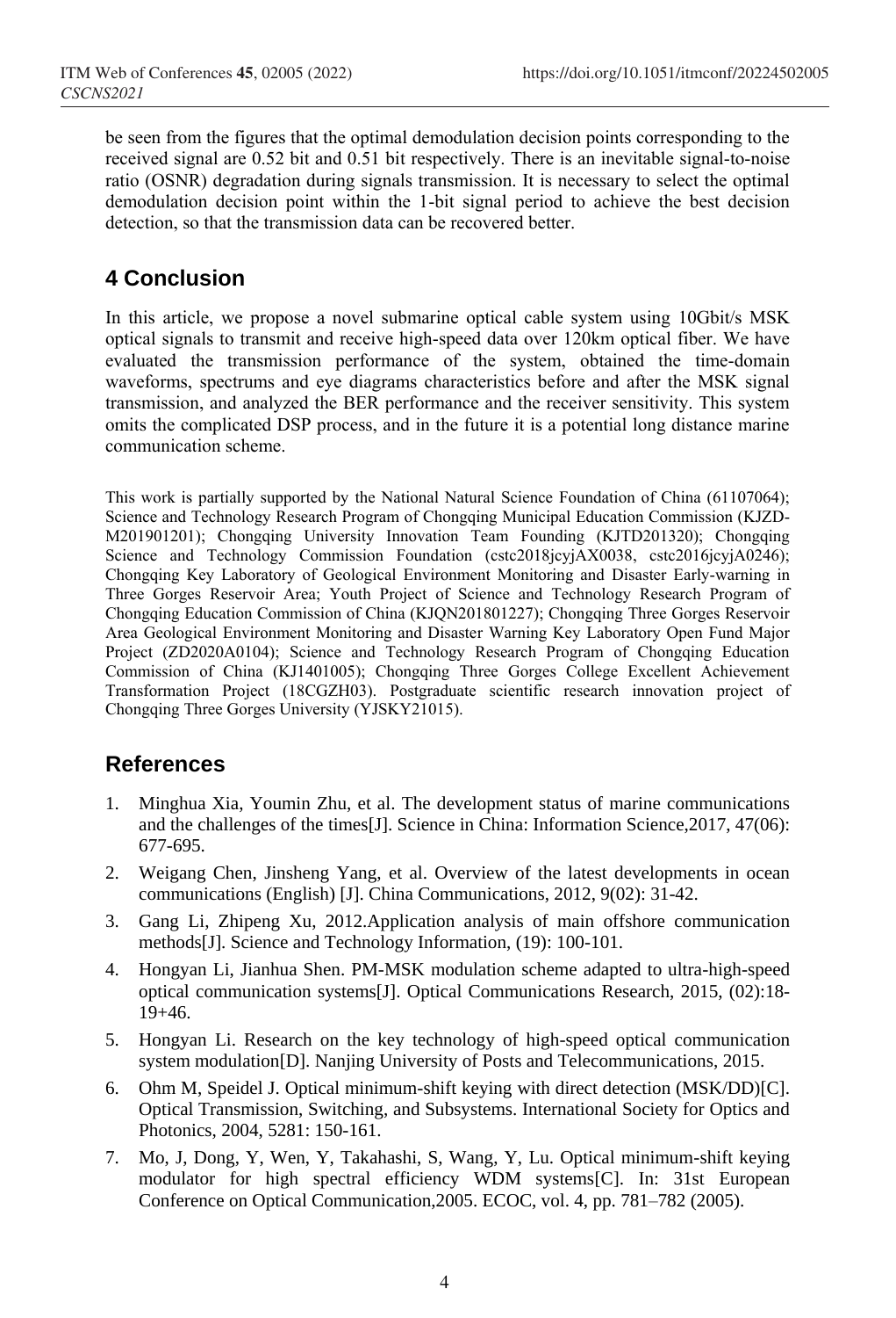be seen from the figures that the optimal demodulation decision points corresponding to the received signal are 0.52 bit and 0.51 bit respectively. There is an inevitable signal-to-noise ratio (OSNR) degradation during signals transmission. It is necessary to select the optimal demodulation decision point within the 1-bit signal period to achieve the best decision detection, so that the transmission data can be recovered better.

## 4 Conclusion

In this article, we propose a novel submarine optical cable system using 10Gbit/s MSK optical signals to transmit and receive high-speed data over 120km optical fiber. We have evaluated the transmission performance of the system, obtained the time-domain waveforms, spectrums and eye diagrams characteristics before and after the MSK signal transmission, and analyzed the BER performance and the receiver sensitivity. This system omits the complicated DSP process, and in the future it is a potential long distance marine communication scheme.

This work is partially supported by the National Natural Science Foundation of China (61107064); Science and Technology Research Program of Chongqing Municipal Education Commission (KJZD-M201901201); Chongqing University Innovation Team Founding (KJTD201320); Chongqing Science and Technology Commission Foundation (cstc2018jcyjAX0038, cstc2016jcyjA0246); Chongqing Key Laboratory of Geological Environment Monitoring and Disaster Early-warning in Three Gorges Reservoir Area; Youth Project of Science and Technology Research Program of Chongqing Education Commission of China (KJQN201801227); Chongqing Three Gorges Reservoir Area Geological Environment Monitoring and Disaster Warning Key Laboratory Open Fund Major Project (ZD2020A0104); Science and Technology Research Program of Chongqing Education Commission of China (KJ1401005); Chongqing Three Gorges College Excellent Achievement Transformation Project (18CGZH03). Postgraduate scientific research innovation project of Chongqing Three Gorges University (YJSKY21015).

## References

1. Minghua Xia, Youmin Zhu, et al. The development status of marine communications and the challenges of the times[J]. Science in China: Information Science,2017, 47(06): 677-695.
2. Weigang Chen, Jinsheng Yang, et al. Overview of the latest developments in ocean communications (English) [J]. China Communications, 2012, 9(02): 31-42.
3. Gang Li, Zhipeng Xu, 2012.Application analysis of main offshore communication methods[J]. Science and Technology Information, (19): 100-101.
4. Hongyan Li, Jianhua Shen. PM-MSK modulation scheme adapted to ultra-high-speed optical communication systems[J]. Optical Communications Research, 2015, (02):18-19+46.
5. Hongyan Li. Research on the key technology of high-speed optical communication system modulation[D]. Nanjing University of Posts and Telecommunications, 2015.
6. Ohm M, Speidel J. Optical minimum-shift keying with direct detection (MSK/DD)[C]. Optical Transmission, Switching, and Subsystems. International Society for Optics and Photonics, 2004, 5281: 150-161.
7. Mo, J, Dong, Y, Wen, Y, Takahashi, S, Wang, Y, Lu. Optical minimum-shift keying modulator for high spectral efficiency WDM systems[C]. In: 31st European Conference on Optical Communication,2005. ECOC, vol. 4, pp. 781–782 (2005).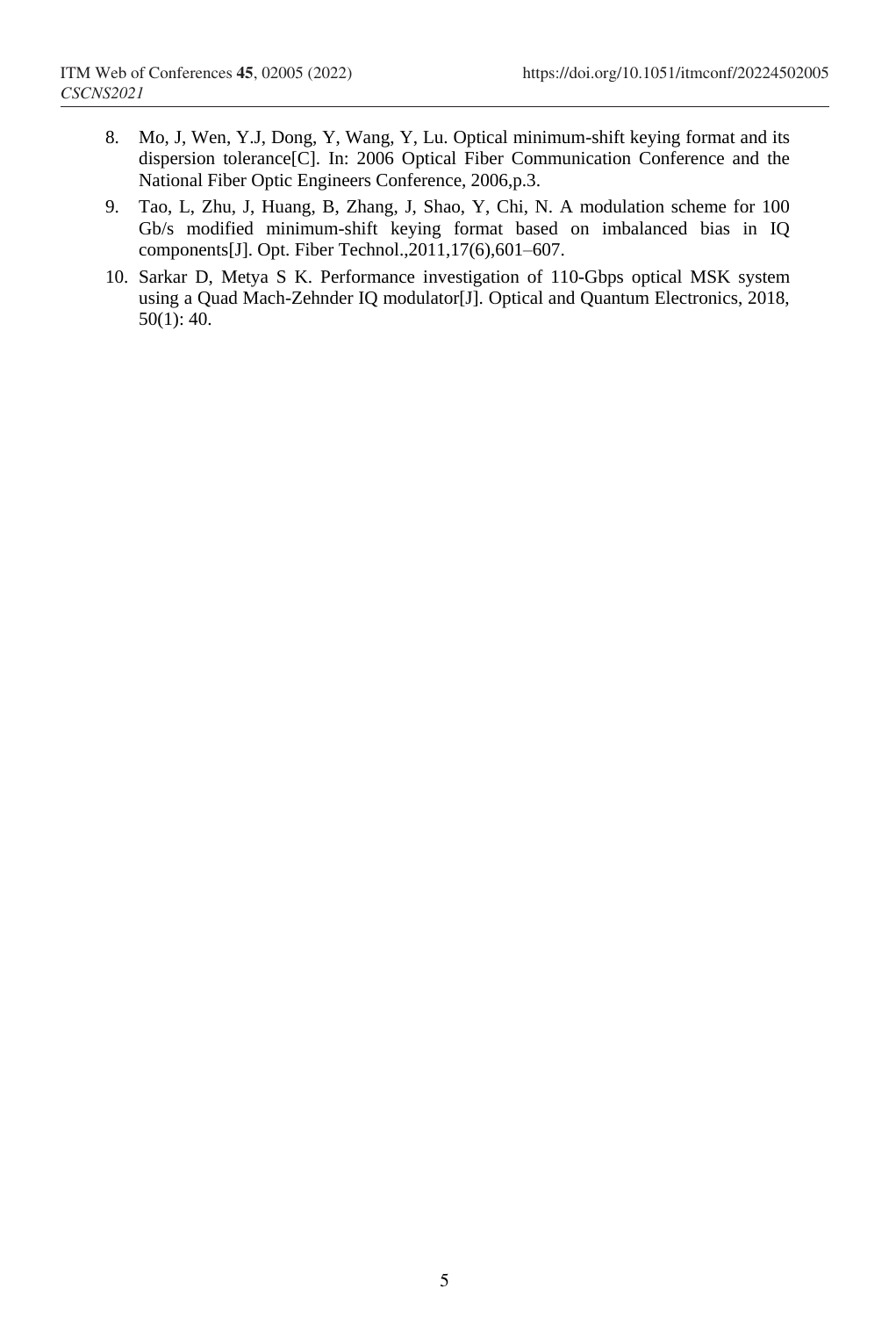8. Mo, J, Wen, Y.J, Dong, Y, Wang, Y, Lu. Optical minimum-shift keying format and its dispersion tolerance[C]. In: 2006 Optical Fiber Communication Conference and the National Fiber Optic Engineers Conference, 2006,p.3.
9. Tao, L, Zhu, J, Huang, B, Zhang, J, Shao, Y, Chi, N. A modulation scheme for 100 Gb/s modified minimum-shift keying format based on imbalanced bias in IQ components[J]. Opt. Fiber Technol.,2011,17(6),601–607.
10. Sarkar D, Metya S K. Performance investigation of 110-Gbps optical MSK system using a Quad Mach-Zehnder IQ modulator[J]. Optical and Quantum Electronics, 2018, 50(1): 40.